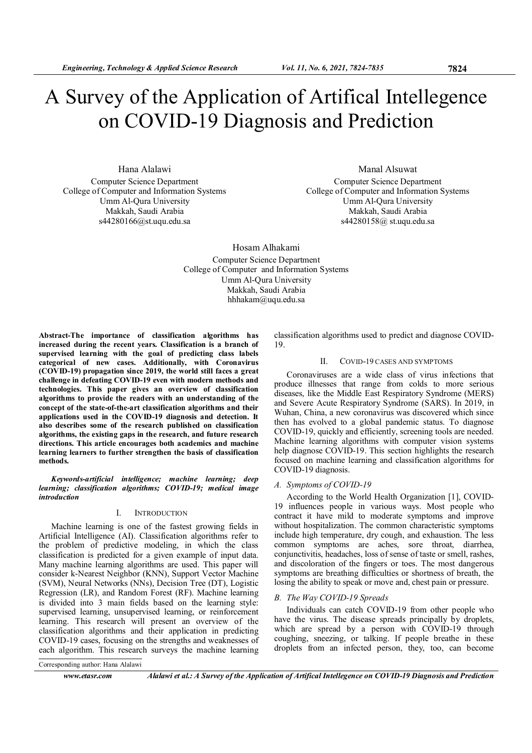# A Survey of the Application of Artifical Intellegence on COVID-19 Diagnosis and Prediction

Hana Alalawi
Computer Science Department
College of Computer and Information Systems
Umm Al-Qura University
Makkah, Saudi Arabia
s44280166@st.uqu.edu.sa

Manal Alsuwat
Computer Science Department
College of Computer and Information Systems
Umm Al-Qura University
Makkah, Saudi Arabia
s44280158@ st.uqu.edu.sa

Hosam Alhakami
Computer Science Department
College of Computer and Information Systems
Umm Al-Qura University
Makkah, Saudi Arabia
hhhakam@uqu.edu.sa

**Abstract-The importance of classification algorithms has increased during the recent years. Classification is a branch of supervised learning with the goal of predicting class labels categorical of new cases. Additionally, with Coronavirus (COVID-19) propagation since 2019, the world still faces a great challenge in defeating COVID-19 even with modern methods and technologies. This paper gives an overview of classification algorithms to provide the readers with an understanding of the concept of the state-of-the-art classification algorithms and their applications used in the COVID-19 diagnosis and detection. It also describes some of the research published on classification algorithms, the existing gaps in the research, and future research directions. This article encourages both academics and machine learning learners to further strengthen the basis of classification methods.**

***Keywords-artificial intelligence; machine learning; deep learning; classification algorithms; COVID-19; medical image introduction***

## I. Introduction

Machine learning is one of the fastest growing fields in Artificial Intelligence (AI). Classification algorithms refer to the problem of predictive modeling, in which the class classification is predicted for a given example of input data. Many machine learning algorithms are used. This paper will consider k-Nearest Neighbor (KNN), Support Vector Machine (SVM), Neural Networks (NNs), Decision Tree (DT), Logistic Regression (LR), and Random Forest (RF). Machine learning is divided into 3 main fields based on the learning style: supervised learning, unsupervised learning, or reinforcement learning. This research will present an overview of the classification algorithms and their application in predicting COVID-19 cases, focusing on the strengths and weaknesses of each algorithm. This research surveys the machine learning classification algorithms used to predict and diagnose COVID-19.

## II. COVID-19 Cases and Symptoms

Coronaviruses are a wide class of virus infections that produce illnesses that range from colds to more serious diseases, like the Middle East Respiratory Syndrome (MERS) and Severe Acute Respiratory Syndrome (SARS). In 2019, in Wuhan, China, a new coronavirus was discovered which since then has evolved to a global pandemic status. To diagnose COVID-19, quickly and efficiently, screening tools are needed. Machine learning algorithms with computer vision systems help diagnose COVID-19. This section highlights the research focused on machine learning and classification algorithms for COVID-19 diagnosis.

### *A. Symptoms of COVID-19*

According to the World Health Organization [1], COVID-19 influences people in various ways. Most people who contract it have mild to moderate symptoms and improve without hospitalization. The common characteristic symptoms include high temperature, dry cough, and exhaustion. The less common symptoms are aches, sore throat, diarrhea, conjunctivitis, headaches, loss of sense of taste or smell, rashes, and discoloration of the fingers or toes. The most dangerous symptoms are breathing difficulties or shortness of breath, the losing the ability to speak or move and, chest pain or pressure.

### *B. The Way COVID-19 Spreads*

Individuals can catch COVID-19 from other people who have the virus. The disease spreads principally by droplets, which are spread by a person with COVID-19 through coughing, sneezing, or talking. If people breathe in these droplets from an infected person, they, too, can become

Corresponding author: Hana Alalawi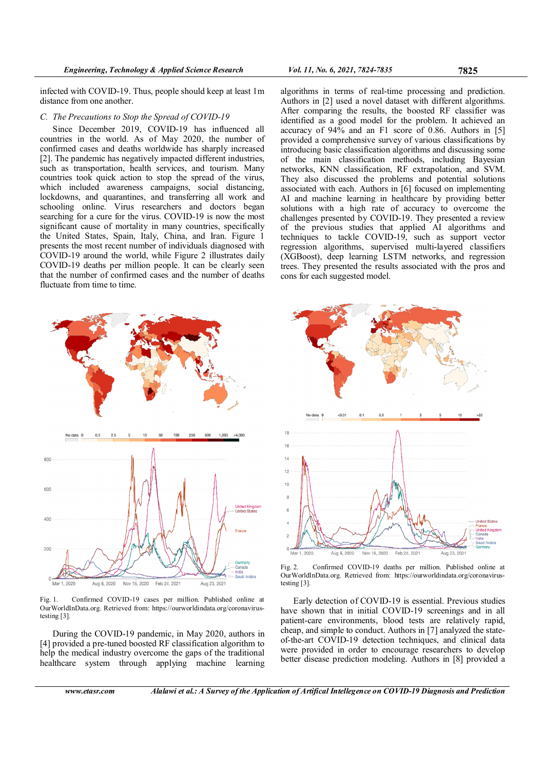infected with COVID-19. Thus, people should keep at least 1m distance from one another.

### *C. The Precautions to Stop the Spread of COVID-19*

Since December 2019, COVID-19 has influenced all countries in the world. As of May 2020, the number of confirmed cases and deaths worldwide has sharply increased [2]. The pandemic has negatively impacted different industries, such as transportation, health services, and tourism. Many countries took quick action to stop the spread of the virus, which included awareness campaigns, social distancing, lockdowns, and quarantines, and transferring all work and schooling online. Virus researchers and doctors began searching for a cure for the virus. COVID-19 is now the most significant cause of mortality in many countries, specifically the United States, Spain, Italy, China, and Iran. Figure 1 presents the most recent number of individuals diagnosed with COVID-19 around the world, while Figure 2 illustrates daily COVID-19 deaths per million people. It can be clearly seen that the number of confirmed cases and the number of deaths fluctuate from time to time.

Fig. 1. Confirmed COVID-19 cases per million. Published online at OurWorldInData.org. Retrieved from: https://ourworldindata.org/coronavirus-testing [3].

During the COVID-19 pandemic, in May 2020, authors in [4] provided a pre-tuned boosted RF classification algorithm to help the medical industry overcome the gaps of the traditional healthcare system through applying machine learning algorithms in terms of real-time processing and prediction. Authors in [2] used a novel dataset with different algorithms. After comparing the results, the boosted RF classifier was identified as a good model for the problem. It achieved an accuracy of 94% and an F1 score of 0.86. Authors in [5] provided a comprehensive survey of various classifications by introducing basic classification algorithms and discussing some of the main classification methods, including Bayesian networks, KNN classification, RF extrapolation, and SVM. They also discussed the problems and potential solutions associated with each. Authors in [6] focused on implementing AI and machine learning in healthcare by providing better solutions with a high rate of accuracy to overcome the challenges presented by COVID-19. They presented a review of the previous studies that applied AI algorithms and techniques to tackle COVID-19, such as support vector regression algorithms, supervised multi-layered classifiers (XGBoost), deep learning LSTM networks, and regression trees. They presented the results associated with the pros and cons for each suggested model.

Fig. 2. Confirmed COVID-19 deaths per million. Published online at OurWorldInData.org. Retrieved from: https://ourworldindata.org/coronavirus-testing [3].

Early detection of COVID-19 is essential. Previous studies have shown that in initial COVID-19 screenings and in all patient-care environments, blood tests are relatively rapid, cheap, and simple to conduct. Authors in [7] analyzed the state-of-the-art COVID-19 detection techniques, and clinical data were provided in order to encourage researchers to develop better disease prediction modeling. Authors in [8] provided a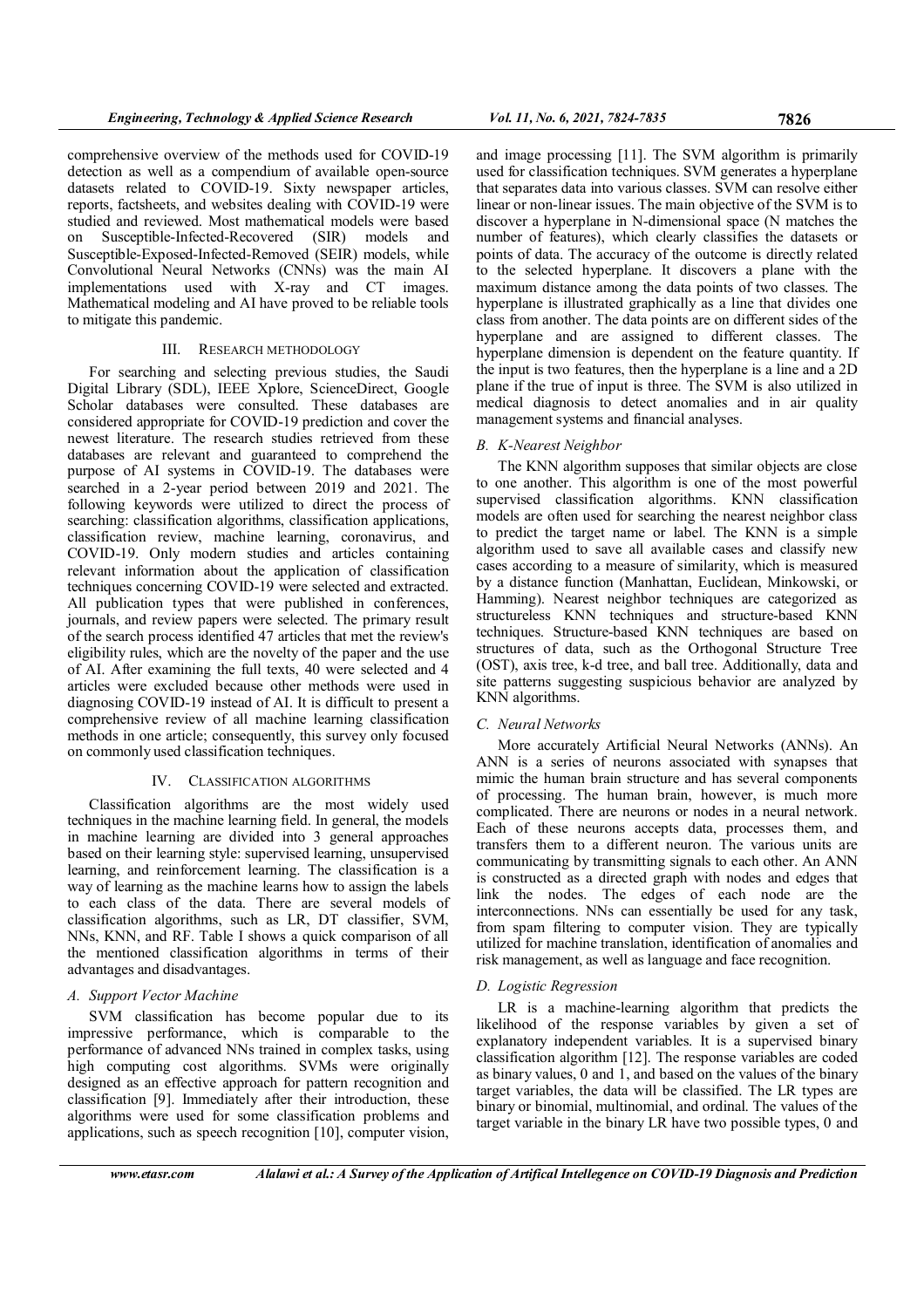comprehensive overview of the methods used for COVID-19 detection as well as a compendium of available open-source datasets related to COVID-19. Sixty newspaper articles, reports, factsheets, and websites dealing with COVID-19 were studied and reviewed. Most mathematical models were based on Susceptible-Infected-Recovered (SIR) models and Susceptible-Exposed-Infected-Removed (SEIR) models, while Convolutional Neural Networks (CNNs) was the main AI implementations used with X-ray and CT images. Mathematical modeling and AI have proved to be reliable tools to mitigate this pandemic.

## III. RESEARCH METHODOLOGY

For searching and selecting previous studies, the Saudi Digital Library (SDL), IEEE Xplore, ScienceDirect, Google Scholar databases were consulted. These databases are considered appropriate for COVID-19 prediction and cover the newest literature. The research studies retrieved from these databases are relevant and guaranteed to comprehend the purpose of AI systems in COVID-19. The databases were searched in a 2-year period between 2019 and 2021. The following keywords were utilized to direct the process of searching: classification algorithms, classification applications, classification review, machine learning, coronavirus, and COVID-19. Only modern studies and articles containing relevant information about the application of classification techniques concerning COVID-19 were selected and extracted. All publication types that were published in conferences, journals, and review papers were selected. The primary result of the search process identified 47 articles that met the review's eligibility rules, which are the novelty of the paper and the use of AI. After examining the full texts, 40 were selected and 4 articles were excluded because other methods were used in diagnosing COVID-19 instead of AI. It is difficult to present a comprehensive review of all machine learning classification methods in one article; consequently, this survey only focused on commonly used classification techniques.

## IV. CLASSIFICATION ALGORITHMS

Classification algorithms are the most widely used techniques in the machine learning field. In general, the models in machine learning are divided into 3 general approaches based on their learning style: supervised learning, unsupervised learning, and reinforcement learning. The classification is a way of learning as the machine learns how to assign the labels to each class of the data. There are several models of classification algorithms, such as LR, DT classifier, SVM, NNs, KNN, and RF. Table I shows a quick comparison of all the mentioned classification algorithms in terms of their advantages and disadvantages.

### *A. Support Vector Machine*

SVM classification has become popular due to its impressive performance, which is comparable to the performance of advanced NNs trained in complex tasks, using high computing cost algorithms. SVMs were originally designed as an effective approach for pattern recognition and classification [9]. Immediately after their introduction, these algorithms were used for some classification problems and applications, such as speech recognition [10], computer vision, and image processing [11]. The SVM algorithm is primarily used for classification techniques. SVM generates a hyperplane that separates data into various classes. SVM can resolve either linear or non-linear issues. The main objective of the SVM is to discover a hyperplane in N-dimensional space (N matches the number of features), which clearly classifies the datasets or points of data. The accuracy of the outcome is directly related to the selected hyperplane. It discovers a plane with the maximum distance among the data points of two classes. The hyperplane is illustrated graphically as a line that divides one class from another. The data points are on different sides of the hyperplane and are assigned to different classes. The hyperplane dimension is dependent on the feature quantity. If the input is two features, then the hyperplane is a line and a 2D plane if the true of input is three. The SVM is also utilized in medical diagnosis to detect anomalies and in air quality management systems and financial analyses.

### *B. K-Nearest Neighbor*

The KNN algorithm supposes that similar objects are close to one another. This algorithm is one of the most powerful supervised classification algorithms. KNN classification models are often used for searching the nearest neighbor class to predict the target name or label. The KNN is a simple algorithm used to save all available cases and classify new cases according to a measure of similarity, which is measured by a distance function (Manhattan, Euclidean, Minkowski, or Hamming). Nearest neighbor techniques are categorized as structureless KNN techniques and structure-based KNN techniques. Structure-based KNN techniques are based on structures of data, such as the Orthogonal Structure Tree (OST), axis tree, k-d tree, and ball tree. Additionally, data and site patterns suggesting suspicious behavior are analyzed by KNN algorithms.

### *C. Neural Networks*

More accurately Artificial Neural Networks (ANNs). An ANN is a series of neurons associated with synapses that mimic the human brain structure and has several components of processing. The human brain, however, is much more complicated. There are neurons or nodes in a neural network. Each of these neurons accepts data, processes them, and transfers them to a different neuron. The various units are communicating by transmitting signals to each other. An ANN is constructed as a directed graph with nodes and edges that link the nodes. The edges of each node are the interconnections. NNs can essentially be used for any task, from spam filtering to computer vision. They are typically utilized for machine translation, identification of anomalies and risk management, as well as language and face recognition.

### *D. Logistic Regression*

LR is a machine-learning algorithm that predicts the likelihood of the response variables by given a set of explanatory independent variables. It is a supervised binary classification algorithm [12]. The response variables are coded as binary values, 0 and 1, and based on the values of the binary target variables, the data will be classified. The LR types are binary or binomial, multinomial, and ordinal. The values of the target variable in the binary LR have two possible types, 0 and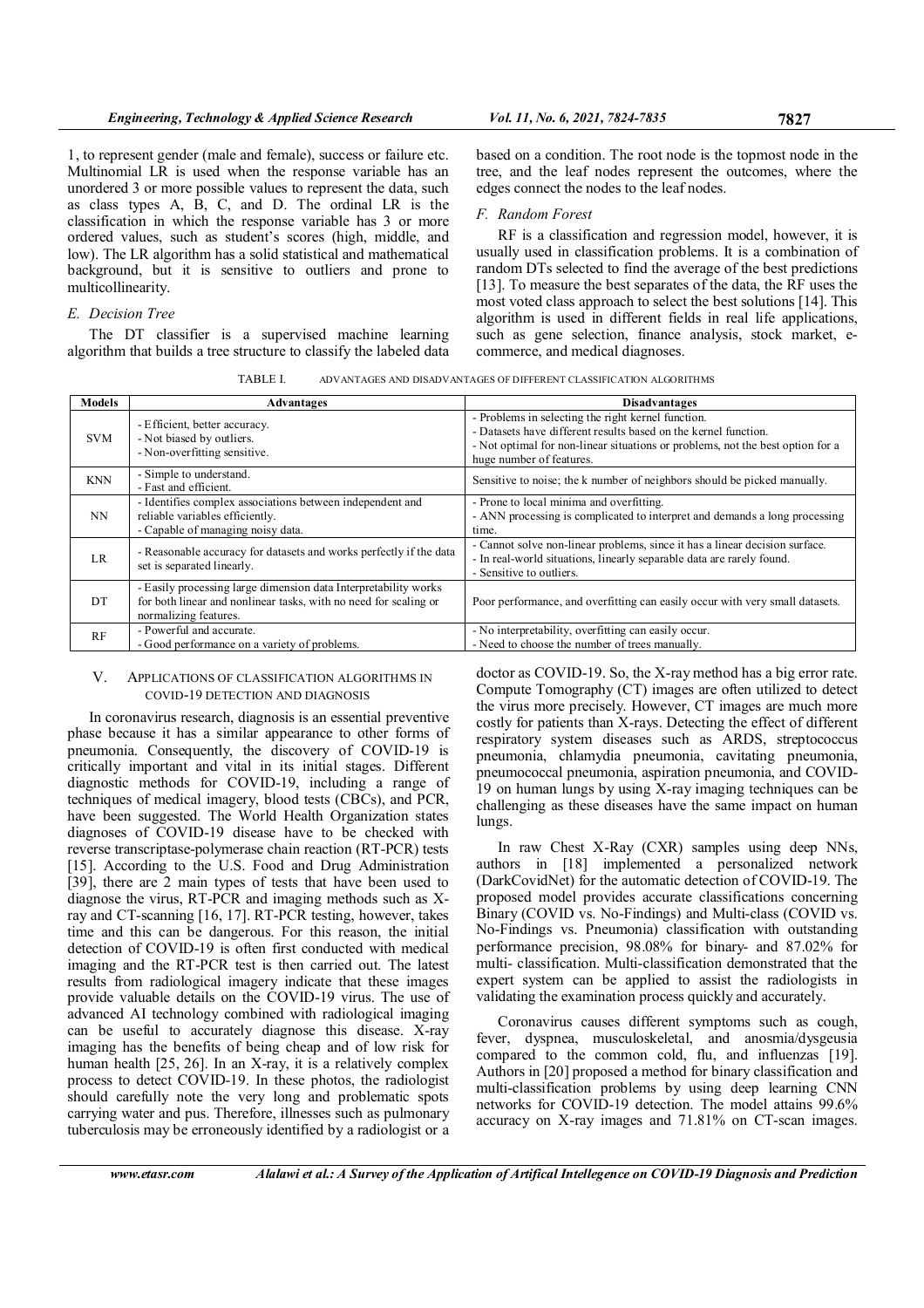1, to represent gender (male and female), success or failure etc. Multinomial LR is used when the response variable has an unordered 3 or more possible values to represent the data, such as class types A, B, C, and D. The ordinal LR is the classification in which the response variable has 3 or more ordered values, such as student's scores (high, middle, and low). The LR algorithm has a solid statistical and mathematical background, but it is sensitive to outliers and prone to multicollinearity.

### *E. Decision Tree*

The DT classifier is a supervised machine learning algorithm that builds a tree structure to classify the labeled data based on a condition. The root node is the topmost node in the tree, and the leaf nodes represent the outcomes, where the edges connect the nodes to the leaf nodes.

### *F. Random Forest*

RF is a classification and regression model, however, it is usually used in classification problems. It is a combination of random DTs selected to find the average of the best predictions [13]. To measure the best separates of the data, the RF uses the most voted class approach to select the best solutions [14]. This algorithm is used in different fields in real life applications, such as gene selection, finance analysis, stock market, e-commerce, and medical diagnoses.

TABLE I. ADVANTAGES AND DISADVANTAGES OF DIFFERENT CLASSIFICATION ALGORITHMS

| Models | Advantages | Disadvantages |
| --- | --- | --- |
| SVM | - Efficient, better accuracy.<br>- Not biased by outliers.<br>- Non-overfitting sensitive. | - Problems in selecting the right kernel function.<br>- Datasets have different results based on the kernel function.<br>- Not optimal for non-linear situations or problems, not the best option for a huge number of features. |
| KNN | - Simple to understand.<br>- Fast and efficient. | Sensitive to noise; the k number of neighbors should be picked manually. |
| NN | - Identifies complex associations between independent and reliable variables efficiently.<br>- Capable of managing noisy data. | - Prone to local minima and overfitting.<br>- ANN processing is complicated to interpret and demands a long processing time. |
| LR | - Reasonable accuracy for datasets and works perfectly if the data set is separated linearly. | - Cannot solve non-linear problems, since it has a linear decision surface.<br>- In real-world situations, linearly separable data are rarely found.<br>- Sensitive to outliers. |
| DT | - Easily processing large dimension data Interpretability works for both linear and nonlinear tasks, with no need for scaling or normalizing features. | Poor performance, and overfitting can easily occur with very small datasets. |
| RF | - Powerful and accurate.<br>- Good performance on a variety of problems. | - No interpretability, overfitting can easily occur.<br>- Need to choose the number of trees manually. |

## V. APPLICATIONS OF CLASSIFICATION ALGORITHMS IN COVID-19 DETECTION AND DIAGNOSIS

In coronavirus research, diagnosis is an essential preventive phase because it has a similar appearance to other forms of pneumonia. Consequently, the discovery of COVID-19 is critically important and vital in its initial stages. Different diagnostic methods for COVID-19, including a range of techniques of medical imagery, blood tests (CBCs), and PCR, have been suggested. The World Health Organization states diagnoses of COVID-19 disease have to be checked with reverse transcriptase-polymerase chain reaction (RT-PCR) tests [15]. According to the U.S. Food and Drug Administration [39], there are 2 main types of tests that have been used to diagnose the virus, RT-PCR and imaging methods such as X-ray and CT-scanning [16, 17]. RT-PCR testing, however, takes time and this can be dangerous. For this reason, the initial detection of COVID-19 is often first conducted with medical imaging and the RT-PCR test is then carried out. The latest results from radiological imagery indicate that these images provide valuable details on the COVID-19 virus. The use of advanced AI technology combined with radiological imaging can be useful to accurately diagnose this disease. X-ray imaging has the benefits of being cheap and of low risk for human health [25, 26]. In an X-ray, it is a relatively complex process to detect COVID-19. In these photos, the radiologist should carefully note the very long and problematic spots carrying water and pus. Therefore, illnesses such as pulmonary tuberculosis may be erroneously identified by a radiologist or a doctor as COVID-19. So, the X-ray method has a big error rate. Compute Tomography (CT) images are often utilized to detect the virus more precisely. However, CT images are much more costly for patients than X-rays. Detecting the effect of different respiratory system diseases such as ARDS, streptococcus pneumonia, chlamydia pneumonia, cavitating pneumonia, pneumococcal pneumonia, aspiration pneumonia, and COVID-19 on human lungs by using X-ray imaging techniques can be challenging as these diseases have the same impact on human lungs.

In raw Chest X-Ray (CXR) samples using deep NNs, authors in [18] implemented a personalized network (DarkCovidNet) for the automatic detection of COVID-19. The proposed model provides accurate classifications concerning Binary (COVID vs. No-Findings) and Multi-class (COVID vs. No-Findings vs. Pneumonia) classification with outstanding performance precision, 98.08% for binary- and 87.02% for multi- classification. Multi-classification demonstrated that the expert system can be applied to assist the radiologists in validating the examination process quickly and accurately.

Coronavirus causes different symptoms such as cough, fever, dyspnea, musculoskeletal, and anosmia/dysgeusia compared to the common cold, flu, and influenzas [19]. Authors in [20] proposed a method for binary classification and multi-classification problems by using deep learning CNN networks for COVID-19 detection. The model attains 99.6% accuracy on X-ray images and 71.81% on CT-scan images.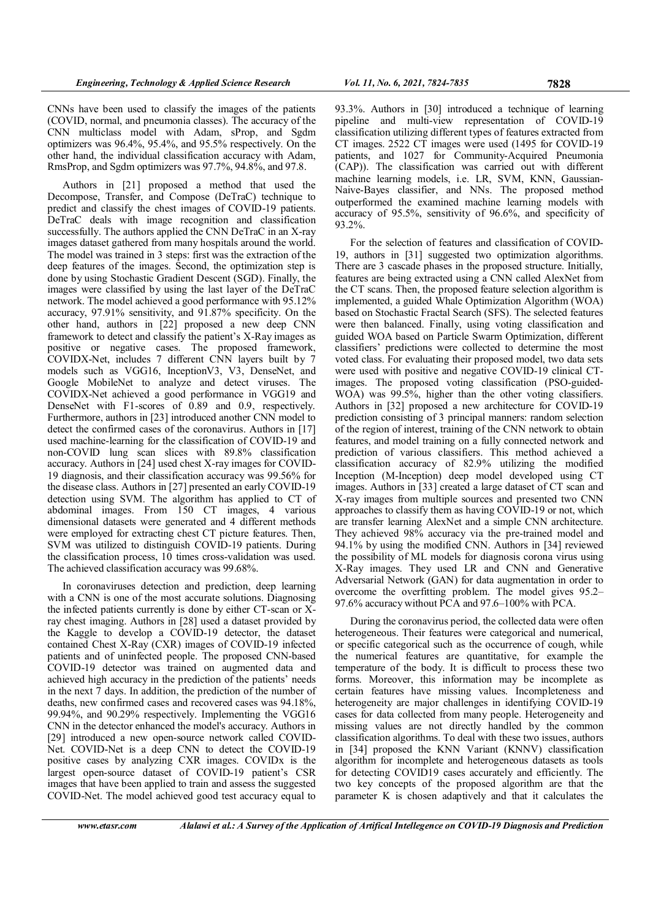CNNs have been used to classify the images of the patients (COVID, normal, and pneumonia classes). The accuracy of the CNN multiclass model with Adam, sProp, and Sgdm optimizers was 96.4%, 95.4%, and 95.5% respectively. On the other hand, the individual classification accuracy with Adam, RmsProp, and Sgdm optimizers was 97.7%, 94.8%, and 97.8.

Authors in [21] proposed a method that used the Decompose, Transfer, and Compose (DeTraC) technique to predict and classify the chest images of COVID-19 patients. DeTraC deals with image recognition and classification successfully. The authors applied the CNN DeTraC in an X-ray images dataset gathered from many hospitals around the world. The model was trained in 3 steps: first was the extraction of the deep features of the images. Second, the optimization step is done by using Stochastic Gradient Descent (SGD). Finally, the images were classified by using the last layer of the DeTraC network. The model achieved a good performance with 95.12% accuracy, 97.91% sensitivity, and 91.87% specificity. On the other hand, authors in [22] proposed a new deep CNN framework to detect and classify the patient's X-Ray images as positive or negative cases. The proposed framework, COVIDX-Net, includes 7 different CNN layers built by 7 models such as VGG16, InceptionV3, V3, DenseNet, and Google MobileNet to analyze and detect viruses. The COVIDX-Net achieved a good performance in VGG19 and DenseNet with F1-scores of 0.89 and 0.9, respectively. Furthermore, authors in [23] introduced another CNN model to detect the confirmed cases of the coronavirus. Authors in [17] used machine-learning for the classification of COVID-19 and non-COVID lung scan slices with 89.8% classification accuracy. Authors in [24] used chest X-ray images for COVID-19 diagnosis, and their classification accuracy was 99.56% for the disease class. Authors in [27] presented an early COVID-19 detection using SVM. The algorithm has applied to CT of abdominal images. From 150 CT images, 4 various dimensional datasets were generated and 4 different methods were employed for extracting chest CT picture features. Then, SVM was utilized to distinguish COVID-19 patients. During the classification process, 10 times cross-validation was used. The achieved classification accuracy was 99.68%.

In coronaviruses detection and prediction, deep learning with a CNN is one of the most accurate solutions. Diagnosing the infected patients currently is done by either CT-scan or X-ray chest imaging. Authors in [28] used a dataset provided by the Kaggle to develop a COVID-19 detector, the dataset contained Chest X-Ray (CXR) images of COVID-19 infected patients and of uninfected people. The proposed CNN-based COVID-19 detector was trained on augmented data and achieved high accuracy in the prediction of the patients' needs in the next 7 days. In addition, the prediction of the number of deaths, new confirmed cases and recovered cases was 94.18%, 99.94%, and 90.29% respectively. Implementing the VGG16 CNN in the detector enhanced the model's accuracy. Authors in [29] introduced a new open-source network called COVID-Net. COVID-Net is a deep CNN to detect the COVID-19 positive cases by analyzing CXR images. COVIDx is the largest open-source dataset of COVID-19 patient's CSR images that have been applied to train and assess the suggested COVID-Net. The model achieved good test accuracy equal to 93.3%. Authors in [30] introduced a technique of learning pipeline and multi-view representation of COVID-19 classification utilizing different types of features extracted from CT images. 2522 CT images were used (1495 for COVID-19 patients, and 1027 for Community-Acquired Pneumonia (CAP)). The classification was carried out with different machine learning models, i.e. LR, SVM, KNN, Gaussian-Naive-Bayes classifier, and NNs. The proposed method outperformed the examined machine learning models with accuracy of 95.5%, sensitivity of 96.6%, and specificity of 93.2%.

For the selection of features and classification of COVID-19, authors in [31] suggested two optimization algorithms. There are 3 cascade phases in the proposed structure. Initially, features are being extracted using a CNN called AlexNet from the CT scans. Then, the proposed feature selection algorithm is implemented, a guided Whale Optimization Algorithm (WOA) based on Stochastic Fractal Search (SFS). The selected features were then balanced. Finally, using voting classification and guided WOA based on Particle Swarm Optimization, different classifiers' predictions were collected to determine the most voted class. For evaluating their proposed model, two data sets were used with positive and negative COVID-19 clinical CT-images. The proposed voting classification (PSO-guided-WOA) was 99.5%, higher than the other voting classifiers. Authors in [32] proposed a new architecture for COVID-19 prediction consisting of 3 principal manners: random selection of the region of interest, training of the CNN network to obtain features, and model training on a fully connected network and prediction of various classifiers. This method achieved a classification accuracy of 82.9% utilizing the modified Inception (M-Inception) deep model developed using CT images. Authors in [33] created a large dataset of CT scan and X-ray images from multiple sources and presented two CNN approaches to classify them as having COVID-19 or not, which are transfer learning AlexNet and a simple CNN architecture. They achieved 98% accuracy via the pre-trained model and 94.1% by using the modified CNN. Authors in [34] reviewed the possibility of ML models for diagnosis corona virus using X-Ray images. They used LR and CNN and Generative Adversarial Network (GAN) for data augmentation in order to overcome the overfitting problem. The model gives 95.2–97.6% accuracy without PCA and 97.6–100% with PCA.

During the coronavirus period, the collected data were often heterogeneous. Their features were categorical and numerical, or specific categorical such as the occurrence of cough, while the numerical features are quantitative, for example the temperature of the body. It is difficult to process these two forms. Moreover, this information may be incomplete as certain features have missing values. Incompleteness and heterogeneity are major challenges in identifying COVID-19 cases for data collected from many people. Heterogeneity and missing values are not directly handled by the common classification algorithms. To deal with these two issues, authors in [34] proposed the KNN Variant (KNNV) classification algorithm for incomplete and heterogeneous datasets as tools for detecting COVID19 cases accurately and efficiently. The two key concepts of the proposed algorithm are that the parameter K is chosen adaptively and that it calculates the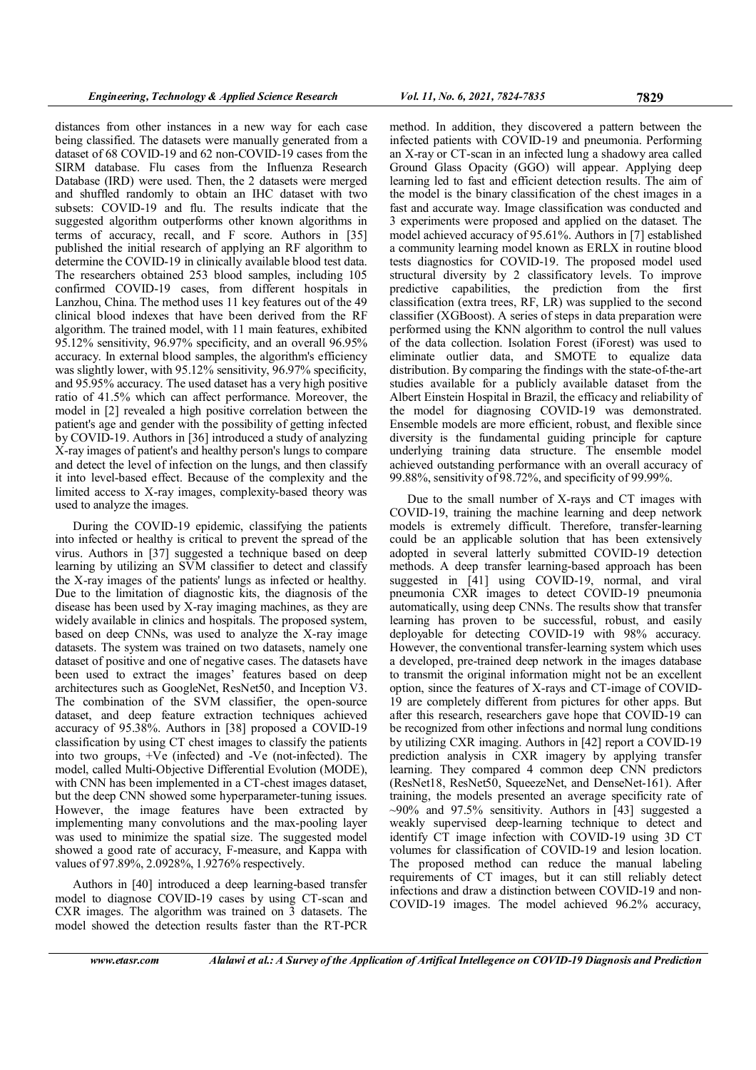distances from other instances in a new way for each case being classified. The datasets were manually generated from a dataset of 68 COVID-19 and 62 non-COVID-19 cases from the SIRM database. Flu cases from the Influenza Research Database (IRD) were used. Then, the 2 datasets were merged and shuffled randomly to obtain an IHC dataset with two subsets: COVID-19 and flu. The results indicate that the suggested algorithm outperforms other known algorithms in terms of accuracy, recall, and F score. Authors in [35] published the initial research of applying an RF algorithm to determine the COVID-19 in clinically available blood test data. The researchers obtained 253 blood samples, including 105 confirmed COVID-19 cases, from different hospitals in Lanzhou, China. The method uses 11 key features out of the 49 clinical blood indexes that have been derived from the RF algorithm. The trained model, with 11 main features, exhibited 95.12% sensitivity, 96.97% specificity, and an overall 96.95% accuracy. In external blood samples, the algorithm's efficiency was slightly lower, with 95.12% sensitivity, 96.97% specificity, and 95.95% accuracy. The used dataset has a very high positive ratio of 41.5% which can affect performance. Moreover, the model in [2] revealed a high positive correlation between the patient's age and gender with the possibility of getting infected by COVID-19. Authors in [36] introduced a study of analyzing X-ray images of patient's and healthy person's lungs to compare and detect the level of infection on the lungs, and then classify it into level-based effect. Because of the complexity and the limited access to X-ray images, complexity-based theory was used to analyze the images.

During the COVID-19 epidemic, classifying the patients into infected or healthy is critical to prevent the spread of the virus. Authors in [37] suggested a technique based on deep learning by utilizing an SVM classifier to detect and classify the X-ray images of the patients' lungs as infected or healthy. Due to the limitation of diagnostic kits, the diagnosis of the disease has been used by X-ray imaging machines, as they are widely available in clinics and hospitals. The proposed system, based on deep CNNs, was used to analyze the X-ray image datasets. The system was trained on two datasets, namely one dataset of positive and one of negative cases. The datasets have been used to extract the images' features based on deep architectures such as GoogleNet, ResNet50, and Inception V3. The combination of the SVM classifier, the open-source dataset, and deep feature extraction techniques achieved accuracy of 95.38%. Authors in [38] proposed a COVID-19 classification by using CT chest images to classify the patients into two groups, +Ve (infected) and -Ve (not-infected). The model, called Multi-Objective Differential Evolution (MODE), with CNN has been implemented in a CT-chest images dataset, but the deep CNN showed some hyperparameter-tuning issues. However, the image features have been extracted by implementing many convolutions and the max-pooling layer was used to minimize the spatial size. The suggested model showed a good rate of accuracy, F-measure, and Kappa with values of 97.89%, 2.0928%, 1.9276% respectively.

Authors in [40] introduced a deep learning-based transfer model to diagnose COVID-19 cases by using CT-scan and CXR images. The algorithm was trained on 3 datasets. The model showed the detection results faster than the RT-PCR method. In addition, they discovered a pattern between the infected patients with COVID-19 and pneumonia. Performing an X-ray or CT-scan in an infected lung a shadowy area called Ground Glass Opacity (GGO) will appear. Applying deep learning led to fast and efficient detection results. The aim of the model is the binary classification of the chest images in a fast and accurate way. Image classification was conducted and 3 experiments were proposed and applied on the dataset. The model achieved accuracy of 95.61%. Authors in [7] established a community learning model known as ERLX in routine blood tests diagnostics for COVID-19. The proposed model used structural diversity by 2 classificatory levels. To improve predictive capabilities, the prediction from the first classification (extra trees, RF, LR) was supplied to the second classifier (XGBoost). A series of steps in data preparation were performed using the KNN algorithm to control the null values of the data collection. Isolation Forest (iForest) was used to eliminate outlier data, and SMOTE to equalize data distribution. By comparing the findings with the state-of-the-art studies available for a publicly available dataset from the Albert Einstein Hospital in Brazil, the efficacy and reliability of the model for diagnosing COVID-19 was demonstrated. Ensemble models are more efficient, robust, and flexible since diversity is the fundamental guiding principle for capture underlying training data structure. The ensemble model achieved outstanding performance with an overall accuracy of 99.88%, sensitivity of 98.72%, and specificity of 99.99%.

Due to the small number of X-rays and CT images with COVID-19, training the machine learning and deep network models is extremely difficult. Therefore, transfer-learning could be an applicable solution that has been extensively adopted in several latterly submitted COVID-19 detection methods. A deep transfer learning-based approach has been suggested in [41] using COVID-19, normal, and viral pneumonia CXR images to detect COVID-19 pneumonia automatically, using deep CNNs. The results show that transfer learning has proven to be successful, robust, and easily deployable for detecting COVID-19 with 98% accuracy. However, the conventional transfer-learning system which uses a developed, pre-trained deep network in the images database to transmit the original information might not be an excellent option, since the features of X-rays and CT-image of COVID-19 are completely different from pictures for other apps. But after this research, researchers gave hope that COVID-19 can be recognized from other infections and normal lung conditions by utilizing CXR imaging. Authors in [42] report a COVID-19 prediction analysis in CXR imagery by applying transfer learning. They compared 4 common deep CNN predictors (ResNet18, ResNet50, SqueezeNet, and DenseNet-161). After training, the models presented an average specificity rate of ~90% and 97.5% sensitivity. Authors in [43] suggested a weakly supervised deep-learning technique to detect and identify CT image infection with COVID-19 using 3D CT volumes for classification of COVID-19 and lesion location. The proposed method can reduce the manual labeling requirements of CT images, but it can still reliably detect infections and draw a distinction between COVID-19 and non-COVID-19 images. The model achieved 96.2% accuracy,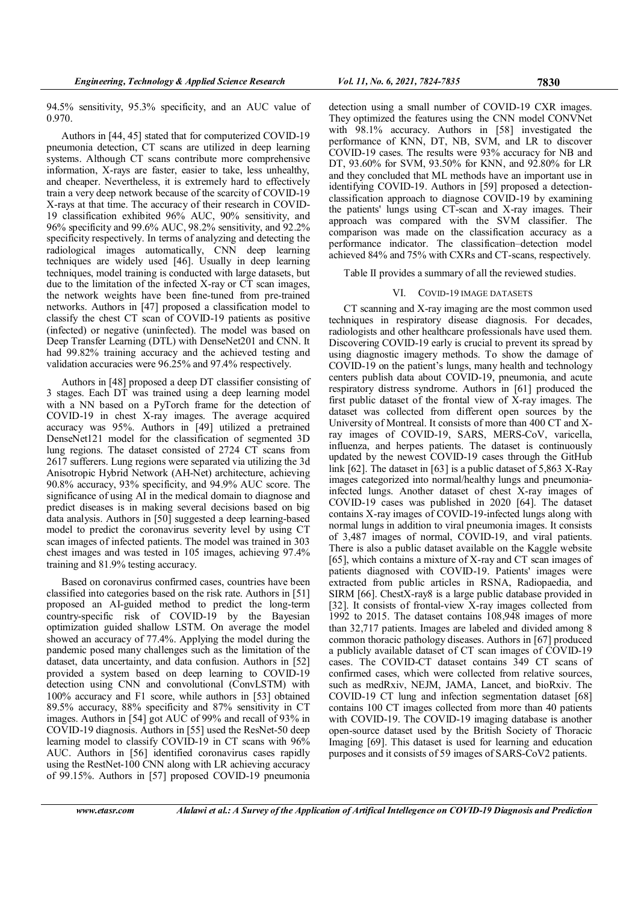94.5% sensitivity, 95.3% specificity, and an AUC value of 0.970.

Authors in [44, 45] stated that for computerized COVID-19 pneumonia detection, CT scans are utilized in deep learning systems. Although CT scans contribute more comprehensive information, X-rays are faster, easier to take, less unhealthy, and cheaper. Nevertheless, it is extremely hard to effectively train a very deep network because of the scarcity of COVID-19 X-rays at that time. The accuracy of their research in COVID-19 classification exhibited 96% AUC, 90% sensitivity, and 96% specificity and 99.6% AUC, 98.2% sensitivity, and 92.2% specificity respectively. In terms of analyzing and detecting the radiological images automatically, CNN deep learning techniques are widely used [46]. Usually in deep learning techniques, model training is conducted with large datasets, but due to the limitation of the infected X-ray or CT scan images, the network weights have been fine-tuned from pre-trained networks. Authors in [47] proposed a classification model to classify the chest CT scan of COVID-19 patients as positive (infected) or negative (uninfected). The model was based on Deep Transfer Learning (DTL) with DenseNet201 and CNN. It had 99.82% training accuracy and the achieved testing and validation accuracies were 96.25% and 97.4% respectively.

Authors in [48] proposed a deep DT classifier consisting of 3 stages. Each DT was trained using a deep learning model with a NN based on a PyTorch frame for the detection of COVID-19 in chest X-ray images. The average acquired accuracy was 95%. Authors in [49] utilized a pretrained DenseNet121 model for the classification of segmented 3D lung regions. The dataset consisted of 2724 CT scans from 2617 sufferers. Lung regions were separated via utilizing the 3d Anisotropic Hybrid Network (AH-Net) architecture, achieving 90.8% accuracy, 93% specificity, and 94.9% AUC score. The significance of using AI in the medical domain to diagnose and predict diseases is in making several decisions based on big data analysis. Authors in [50] suggested a deep learning-based model to predict the coronavirus severity level by using CT scan images of infected patients. The model was trained in 303 chest images and was tested in 105 images, achieving 97.4% training and 81.9% testing accuracy.

Based on coronavirus confirmed cases, countries have been classified into categories based on the risk rate. Authors in [51] proposed an AI-guided method to predict the long-term country-specific risk of COVID-19 by the Bayesian optimization guided shallow LSTM. On average the model showed an accuracy of 77.4%. Applying the model during the pandemic posed many challenges such as the limitation of the dataset, data uncertainty, and data confusion. Authors in [52] provided a system based on deep learning to COVID-19 detection using CNN and convolutional (ConvLSTM) with 100% accuracy and F1 score, while authors in [53] obtained 89.5% accuracy, 88% specificity and 87% sensitivity in CT images. Authors in [54] got AUC of 99% and recall of 93% in COVID-19 diagnosis. Authors in [55] used the ResNet-50 deep learning model to classify COVID-19 in CT scans with 96% AUC. Authors in [56] identified coronavirus cases rapidly using the RestNet-100 CNN along with LR achieving accuracy of 99.15%. Authors in [57] proposed COVID-19 pneumonia detection using a small number of COVID-19 CXR images. They optimized the features using the CNN model CONVNet with 98.1% accuracy. Authors in [58] investigated the performance of KNN, DT, NB, SVM, and LR to discover COVID-19 cases. The results were 93% accuracy for NB and DT, 93.60% for SVM, 93.50% for KNN, and 92.80% for LR and they concluded that ML methods have an important use in identifying COVID-19. Authors in [59] proposed a detection-classification approach to diagnose COVID-19 by examining the patients' lungs using CT-scan and X-ray images. Their approach was compared with the SVM classifier. The comparison was made on the classification accuracy as a performance indicator. The classification–detection model achieved 84% and 75% with CXRs and CT-scans, respectively.

Table II provides a summary of all the reviewed studies.

## VI. COVID-19 IMAGE DATASETS

CT scanning and X-ray imaging are the most common used techniques in respiratory disease diagnosis. For decades, radiologists and other healthcare professionals have used them. Discovering COVID-19 early is crucial to prevent its spread by using diagnostic imagery methods. To show the damage of COVID-19 on the patient's lungs, many health and technology centers publish data about COVID-19, pneumonia, and acute respiratory distress syndrome. Authors in [61] produced the first public dataset of the frontal view of X-ray images. The dataset was collected from different open sources by the University of Montreal. It consists of more than 400 CT and X-ray images of COVID-19, SARS, MERS-CoV, varicella, influenza, and herpes patients. The dataset is continuously updated by the newest COVID-19 cases through the GitHub link [62]. The dataset in [63] is a public dataset of 5,863 X-Ray images categorized into normal/healthy lungs and pneumonia-infected lungs. Another dataset of chest X-ray images of COVID-19 cases was published in 2020 [64]. The dataset contains X-ray images of COVID-19-infected lungs along with normal lungs in addition to viral pneumonia images. It consists of 3,487 images of normal, COVID-19, and viral patients. There is also a public dataset available on the Kaggle website [65], which contains a mixture of X-ray and CT scan images of patients diagnosed with COVID-19. Patients' images were extracted from public articles in RSNA, Radiopaedia, and SIRM [66]. ChestX-ray8 is a large public database provided in [32]. It consists of frontal-view X-ray images collected from 1992 to 2015. The dataset contains 108,948 images of more than 32,717 patients. Images are labeled and divided among 8 common thoracic pathology diseases. Authors in [67] produced a publicly available dataset of CT scan images of COVID-19 cases. The COVID-CT dataset contains 349 CT scans of confirmed cases, which were collected from relative sources, such as medRxiv, NEJM, JAMA, Lancet, and bioRxiv. The COVID-19 CT lung and infection segmentation dataset [68] contains 100 CT images collected from more than 40 patients with COVID-19. The COVID-19 imaging database is another open-source dataset used by the British Society of Thoracic Imaging [69]. This dataset is used for learning and education purposes and it consists of 59 images of SARS-CoV2 patients.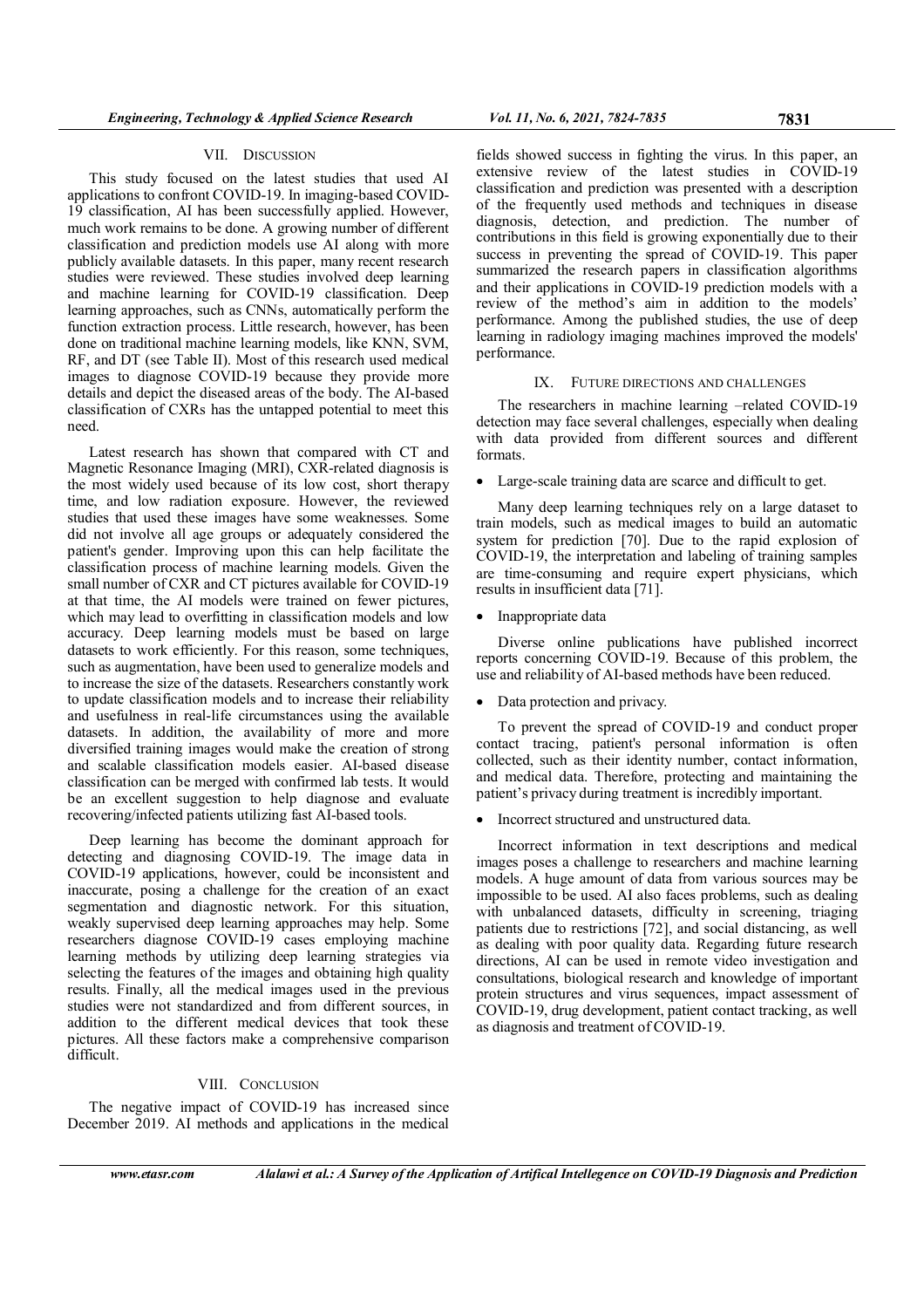## VII. DISCUSSION

This study focused on the latest studies that used AI applications to confront COVID-19. In imaging-based COVID-19 classification, AI has been successfully applied. However, much work remains to be done. A growing number of different classification and prediction models use AI along with more publicly available datasets. In this paper, many recent research studies were reviewed. These studies involved deep learning and machine learning for COVID-19 classification. Deep learning approaches, such as CNNs, automatically perform the function extraction process. Little research, however, has been done on traditional machine learning models, like KNN, SVM, RF, and DT (see Table II). Most of this research used medical images to diagnose COVID-19 because they provide more details and depict the diseased areas of the body. The AI-based classification of CXRs has the untapped potential to meet this need.

Latest research has shown that compared with CT and Magnetic Resonance Imaging (MRI), CXR-related diagnosis is the most widely used because of its low cost, short therapy time, and low radiation exposure. However, the reviewed studies that used these images have some weaknesses. Some did not involve all age groups or adequately considered the patient's gender. Improving upon this can help facilitate the classification process of machine learning models. Given the small number of CXR and CT pictures available for COVID-19 at that time, the AI models were trained on fewer pictures, which may lead to overfitting in classification models and low accuracy. Deep learning models must be based on large datasets to work efficiently. For this reason, some techniques, such as augmentation, have been used to generalize models and to increase the size of the datasets. Researchers constantly work to update classification models and to increase their reliability and usefulness in real-life circumstances using the available datasets. In addition, the availability of more and more diversified training images would make the creation of strong and scalable classification models easier. AI-based disease classification can be merged with confirmed lab tests. It would be an excellent suggestion to help diagnose and evaluate recovering/infected patients utilizing fast AI-based tools.

Deep learning has become the dominant approach for detecting and diagnosing COVID-19. The image data in COVID-19 applications, however, could be inconsistent and inaccurate, posing a challenge for the creation of an exact segmentation and diagnostic network. For this situation, weakly supervised deep learning approaches may help. Some researchers diagnose COVID-19 cases employing machine learning methods by utilizing deep learning strategies via selecting the features of the images and obtaining high quality results. Finally, all the medical images used in the previous studies were not standardized and from different sources, in addition to the different medical devices that took these pictures. All these factors make a comprehensive comparison difficult.

## VIII. CONCLUSION

The negative impact of COVID-19 has increased since December 2019. AI methods and applications in the medical fields showed success in fighting the virus. In this paper, an extensive review of the latest studies in COVID-19 classification and prediction was presented with a description of the frequently used methods and techniques in disease diagnosis, detection, and prediction. The number of contributions in this field is growing exponentially due to their success in preventing the spread of COVID-19. This paper summarized the research papers in classification algorithms and their applications in COVID-19 prediction models with a review of the method's aim in addition to the models' performance. Among the published studies, the use of deep learning in radiology imaging machines improved the models' performance.

## IX. FUTURE DIRECTIONS AND CHALLENGES

The researchers in machine learning –related COVID-19 detection may face several challenges, especially when dealing with data provided from different sources and different formats.

- Large-scale training data are scarce and difficult to get.

Many deep learning techniques rely on a large dataset to train models, such as medical images to build an automatic system for prediction [70]. Due to the rapid explosion of COVID-19, the interpretation and labeling of training samples are time-consuming and require expert physicians, which results in insufficient data [71].

- Inappropriate data

Diverse online publications have published incorrect reports concerning COVID-19. Because of this problem, the use and reliability of AI-based methods have been reduced.

- Data protection and privacy.

To prevent the spread of COVID-19 and conduct proper contact tracing, patient's personal information is often collected, such as their identity number, contact information, and medical data. Therefore, protecting and maintaining the patient's privacy during treatment is incredibly important.

- Incorrect structured and unstructured data.

Incorrect information in text descriptions and medical images poses a challenge to researchers and machine learning models. A huge amount of data from various sources may be impossible to be used. AI also faces problems, such as dealing with unbalanced datasets, difficulty in screening, triaging patients due to restrictions [72], and social distancing, as well as dealing with poor quality data. Regarding future research directions, AI can be used in remote video investigation and consultations, biological research and knowledge of important protein structures and virus sequences, impact assessment of COVID-19, drug development, patient contact tracking, as well as diagnosis and treatment of COVID-19.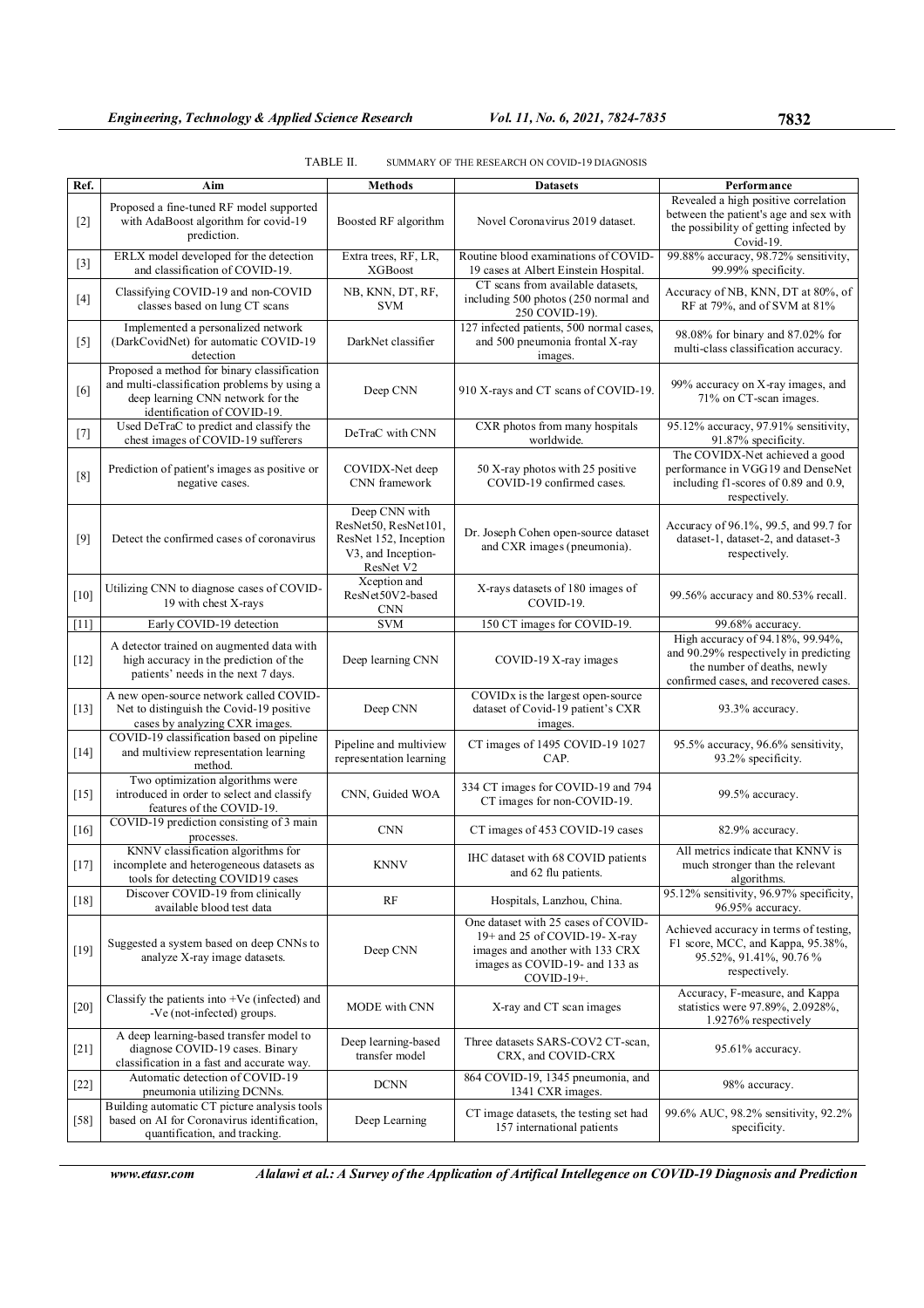TABLE II. SUMMARY OF THE RESEARCH ON COVID-19 DIAGNOSIS

| Ref. | Aim | Methods | Datasets | Performance |
|---|---|---|---|---|
| [2] | Proposed a fine-tuned RF model supported with AdaBoost algorithm for covid-19 prediction. | Boosted RF algorithm | Novel Coronavirus 2019 dataset. | Revealed a high positive correlation between the patient's age and sex with the possibility of getting infected by Covid-19. |
| [3] | ERLX model developed for the detection and classification of COVID-19. | Extra trees, RF, LR, XGBoost | Routine blood examinations of COVID-19 cases at Albert Einstein Hospital. | 99.88% accuracy, 98.72% sensitivity, 99.99% specificity. |
| [4] | Classifying COVID-19 and non-COVID classes based on lung CT scans | NB, KNN, DT, RF, SVM | CT scans from available datasets, including 500 photos (250 normal and 250 COVID-19). | Accuracy of NB, KNN, DT at 80%, of RF at 79%, and of SVM at 81% |
| [5] | Implemented a personalized network (DarkCovidNet) for automatic COVID-19 detection | DarkNet classifier | 127 infected patients, 500 normal cases, and 500 pneumonia frontal X-ray images. | 98.08% for binary and 87.02% for multi-class classification accuracy. |
| [6] | Proposed a method for binary classification and multi-classification problems by using a deep learning CNN network for the identification of COVID-19. | Deep CNN | 910 X-rays and CT scans of COVID-19. | 99% accuracy on X-ray images, and 71% on CT-scan images. |
| [7] | Used DeTraC to predict and classify the chest images of COVID-19 sufferers | DeTraC with CNN | CXR photos from many hospitals worldwide. | 95.12% accuracy, 97.91% sensitivity, 91.87% specificity. |
| [8] | Prediction of patient's images as positive or negative cases. | COVIDX-Net deep CNN framework | 50 X-ray photos with 25 positive COVID-19 confirmed cases. | The COVIDX-Net achieved a good performance in VGG19 and DenseNet including f1-scores of 0.89 and 0.9, respectively. |
| [9] | Detect the confirmed cases of coronavirus | Deep CNN with ResNet50, ResNet101, ResNet 152, Inception V3, and Inception-ResNet V2 | Dr. Joseph Cohen open-source dataset and CXR images (pneumonia). | Accuracy of 96.1%, 99.5, and 99.7 for dataset-1, dataset-2, and dataset-3 respectively. |
| [10] | Utilizing CNN to diagnose cases of COVID-19 with chest X-rays | Xception and ResNet50V2-based CNN | X-rays datasets of 180 images of COVID-19. | 99.56% accuracy and 80.53% recall. |
| [11] | Early COVID-19 detection | SVM | 150 CT images for COVID-19. | 99.68% accuracy. |
| [12] | A detector trained on augmented data with high accuracy in the prediction of the patients' needs in the next 7 days. | Deep learning CNN | COVID-19 X-ray images | High accuracy of 94.18%, 99.94%, and 90.29% respectively in predicting the number of deaths, newly confirmed cases, and recovered cases. |
| [13] | A new open-source network called COVID-Net to distinguish the Covid-19 positive cases by analyzing CXR images. | Deep CNN | COVIDx is the largest open-source dataset of Covid-19 patient's CXR images. | 93.3% accuracy. |
| [14] | COVID-19 classification based on pipeline and multiview representation learning method. | Pipeline and multiview representation learning | CT images of 1495 COVID-19 1027 CAP. | 95.5% accuracy, 96.6% sensitivity, 93.2% specificity. |
| [15] | Two optimization algorithms were introduced in order to select and classify features of the COVID-19. | CNN, Guided WOA | 334 CT images for COVID-19 and 794 CT images for non-COVID-19. | 99.5% accuracy. |
| [16] | COVID-19 prediction consisting of 3 main processes. | CNN | CT images of 453 COVID-19 cases | 82.9% accuracy. |
| [17] | KNNV classification algorithms for incomplete and heterogeneous datasets as tools for detecting COVID19 cases | KNNV | IHC dataset with 68 COVID patients and 62 flu patients. | All metrics indicate that KNNV is much stronger than the relevant algorithms. |
| [18] | Discover COVID-19 from clinically available blood test data | RF | Hospitals, Lanzhou, China. | 95.12% sensitivity, 96.97% specificity, 96.95% accuracy. |
| [19] | Suggested a system based on deep CNNs to analyze X-ray image datasets. | Deep CNN | One dataset with 25 cases of COVID-19+ and 25 of COVID-19- X-ray images and another with 133 CRX images as COVID-19- and 133 as COVID-19+. | Achieved accuracy in terms of testing, F1 score, MCC, and Kappa, 95.38%, 95.52%, 91.41%, 90.76 % respectively. |
| [20] | Classify the patients into +Ve (infected) and -Ve (not-infected) groups. | MODE with CNN | X-ray and CT scan images | Accuracy, F-measure, and Kappa statistics were 97.89%, 2.0928%, 1.9276% respectively |
| [21] | A deep learning-based transfer model to diagnose COVID-19 cases. Binary classification in a fast and accurate way. | Deep learning-based transfer model | Three datasets SARS-COV2 CT-scan, CRX, and COVID-CRX | 95.61% accuracy. |
| [22] | Automatic detection of COVID-19 pneumonia utilizing DCNNs. | DCNN | 864 COVID-19, 1345 pneumonia, and 1341 CXR images. | 98% accuracy. |
| [58] | Building automatic CT picture analysis tools based on AI for Coronavirus identification, quantification, and tracking. | Deep Learning | CT image datasets, the testing set had 157 international patients | 99.6% AUC, 98.2% sensitivity, 92.2% specificity. |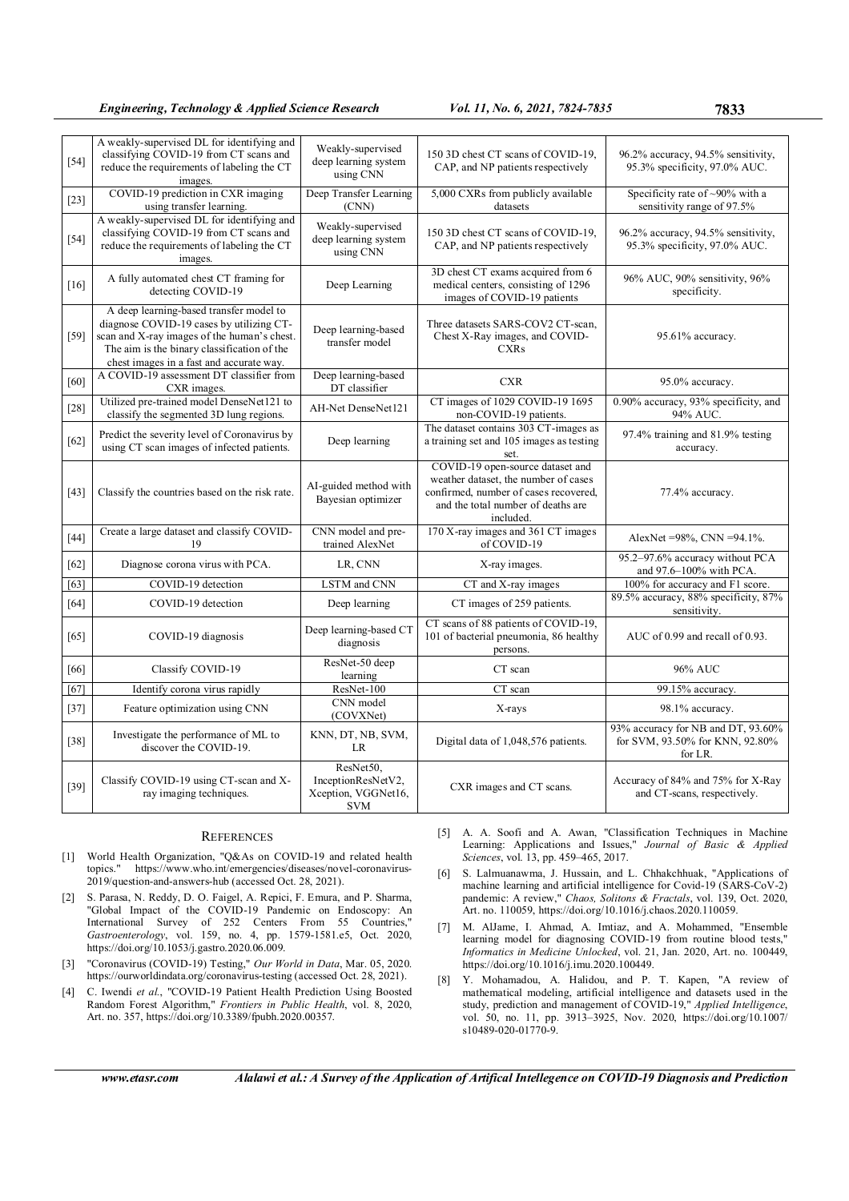| | | | | |
|---|---|---|---|---|
| [54] | A weakly-supervised DL for identifying and classifying COVID-19 from CT scans and reduce the requirements of labeling the CT images. | Weakly-supervised deep learning system using CNN | 150 3D chest CT scans of COVID-19, CAP, and NP patients respectively | 96.2% accuracy, 94.5% sensitivity, 95.3% specificity, 97.0% AUC. |
| [23] | COVID-19 prediction in CXR imaging using transfer learning. | Deep Transfer Learning (CNN) | 5,000 CXRs from publicly available datasets | Specificity rate of ~90% with a sensitivity range of 97.5% |
| [54] | A weakly-supervised DL for identifying and classifying COVID-19 from CT scans and reduce the requirements of labeling the CT images. | Weakly-supervised deep learning system using CNN | 150 3D chest CT scans of COVID-19, CAP, and NP patients respectively | 96.2% accuracy, 94.5% sensitivity, 95.3% specificity, 97.0% AUC. |
| [16] | A fully automated chest CT framing for detecting COVID-19 | Deep Learning | 3D chest CT exams acquired from 6 medical centers, consisting of 1296 images of COVID-19 patients | 96% AUC, 90% sensitivity, 96% specificity. |
| [59] | A deep learning-based transfer model to diagnose COVID-19 cases by utilizing CT-scan and X-ray images of the human's chest. The aim is the binary classification of the chest images in a fast and accurate way. | Deep learning-based transfer model | Three datasets SARS-COV2 CT-scan, Chest X-Ray images, and COVID-CXRs | 95.61% accuracy. |
| [60] | A COVID-19 assessment DT classifier from CXR images. | Deep learning-based DT classifier | CXR | 95.0% accuracy. |
| [28] | Utilized pre-trained model DenseNet121 to classify the segmented 3D lung regions. | AH-Net DenseNet121 | CT images of 1029 COVID-19 1695 non-COVID-19 patients. | 0.90% accuracy, 93% specificity, and 94% AUC. |
| [62] | Predict the severity level of Coronavirus by using CT scan images of infected patients. | Deep learning | The dataset contains 303 CT-images as a training set and 105 images as testing set. | 97.4% training and 81.9% testing accuracy. |
| [43] | Classify the countries based on the risk rate. | AI-guided method with Bayesian optimizer | COVID-19 open-source dataset and weather dataset, the number of cases confirmed, number of cases recovered, and the total number of deaths are included. | 77.4% accuracy. |
| [44] | Create a large dataset and classify COVID-19 | CNN model and pre-trained AlexNet | 170 X-ray images and 361 CT images of COVID-19 | AlexNet =98%, CNN =94.1%. |
| [62] | Diagnose corona virus with PCA. | LR, CNN | X-ray images. | 95.2–97.6% accuracy without PCA and 97.6–100% with PCA. |
| [63] | COVID-19 detection | LSTM and CNN | CT and X-ray images | 100% for accuracy and F1 score. |
| [64] | COVID-19 detection | Deep learning | CT images of 259 patients. | 89.5% accuracy, 88% specificity, 87% sensitivity. |
| [65] | COVID-19 diagnosis | Deep learning-based CT diagnosis | CT scans of 88 patients of COVID-19, 101 of bacterial pneumonia, 86 healthy persons. | AUC of 0.99 and recall of 0.93. |
| [66] | Classify COVID-19 | ResNet-50 deep learning | CT scan | 96% AUC |
| [67] | Identify corona virus rapidly | ResNet-100 | CT scan | 99.15% accuracy. |
| [37] | Feature optimization using CNN | CNN model (COVXNet) | X-rays | 98.1% accuracy. |
| [38] | Investigate the performance of ML to discover the COVID-19. | KNN, DT, NB, SVM, LR | Digital data of 1,048,576 patients. | 93% accuracy for NB and DT, 93.60% for SVM, 93.50% for KNN, 92.80% for LR. |
| [39] | Classify COVID-19 using CT-scan and X-ray imaging techniques. | ResNet50, InceptionResNetV2, Xception, VGGNet16, SVM | CXR images and CT scans. | Accuracy of 84% and 75% for X-Ray and CT-scans, respectively. |

## REFERENCES

[1] World Health Organization, "Q&As on COVID-19 and related health topics." https://www.who.int/emergencies/diseases/novel-coronavirus-2019/question-and-answers-hub (accessed Oct. 28, 2021).

[2] S. Parasa, N. Reddy, D. O. Faigel, A. Repici, F. Emura, and P. Sharma, "Global Impact of the COVID-19 Pandemic on Endoscopy: An International Survey of 252 Centers From 55 Countries," *Gastroenterology*, vol. 159, no. 4, pp. 1579-1581.e5, Oct. 2020, https://doi.org/10.1053/j.gastro.2020.06.009.

[3] "Coronavirus (COVID-19) Testing," *Our World in Data*, Mar. 05, 2020. https://ourworldindata.org/coronavirus-testing (accessed Oct. 28, 2021).

[4] C. Iwendi *et al.*, "COVID-19 Patient Health Prediction Using Boosted Random Forest Algorithm," *Frontiers in Public Health*, vol. 8, 2020, Art. no. 357, https://doi.org/10.3389/fpubh.2020.00357.

[5] A. A. Soofi and A. Awan, "Classification Techniques in Machine Learning: Applications and Issues," *Journal of Basic & Applied Sciences*, vol. 13, pp. 459–465, 2017.

[6] S. Lalmuanawma, J. Hussain, and L. Chhakchhuak, "Applications of machine learning and artificial intelligence for Covid-19 (SARS-CoV-2) pandemic: A review," *Chaos, Solitons & Fractals*, vol. 139, Oct. 2020, Art. no. 110059, https://doi.org/10.1016/j.chaos.2020.110059.

[7] M. AlJame, I. Ahmad, A. Imtiaz, and A. Mohammed, "Ensemble learning model for diagnosing COVID-19 from routine blood tests," *Informatics in Medicine Unlocked*, vol. 21, Jan. 2020, Art. no. 100449, https://doi.org/10.1016/j.imu.2020.100449.

[8] Y. Mohamadou, A. Halidou, and P. T. Kapen, "A review of mathematical modeling, artificial intelligence and datasets used in the study, prediction and management of COVID-19," *Applied Intelligence*, vol. 50, no. 11, pp. 3913–3925, Nov. 2020, https://doi.org/10.1007/s10489-020-01770-9.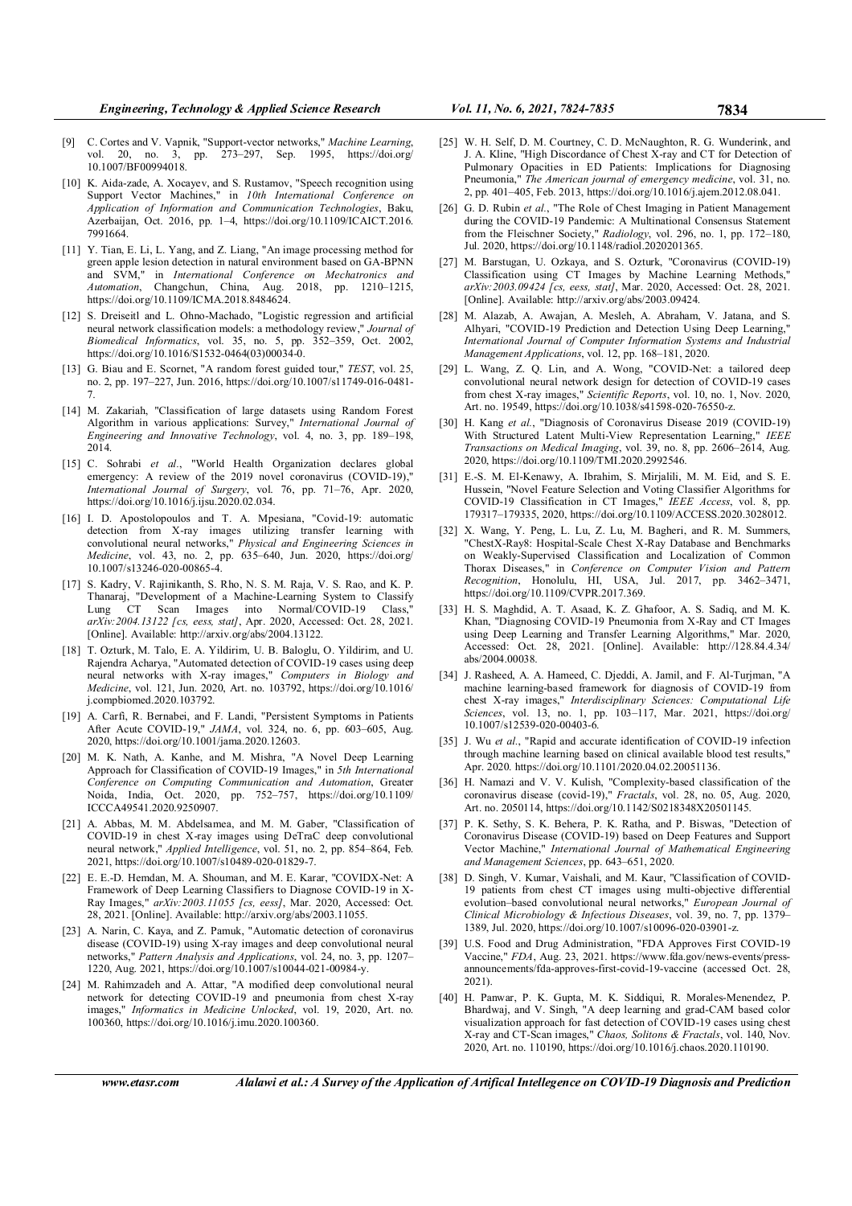[9] C. Cortes and V. Vapnik, "Support-vector networks," *Machine Learning*, vol. 20, no. 3, pp. 273–297, Sep. 1995, https://doi.org/10.1007/BF00994018.

[10] K. Aida-zade, A. Xocayev, and S. Rustamov, "Speech recognition using Support Vector Machines," in *10th International Conference on Application of Information and Communication Technologies*, Baku, Azerbaijan, Oct. 2016, pp. 1–4, https://doi.org/10.1109/ICAICT.2016.7991664.

[11] Y. Tian, E. Li, L. Yang, and Z. Liang, "An image processing method for green apple lesion detection in natural environment based on GA-BPNN and SVM," in *International Conference on Mechatronics and Automation*, Changchun, China, Aug. 2018, pp. 1210–1215, https://doi.org/10.1109/ICMA.2018.8484624.

[12] S. Dreiseitl and L. Ohno-Machado, "Logistic regression and artificial neural network classification models: a methodology review," *Journal of Biomedical Informatics*, vol. 35, no. 5, pp. 352–359, Oct. 2002, https://doi.org/10.1016/S1532-0464(03)00034-0.

[13] G. Biau and E. Scornet, "A random forest guided tour," *TEST*, vol. 25, no. 2, pp. 197–227, Jun. 2016, https://doi.org/10.1007/s11749-016-0481-7.

[14] M. Zakariah, "Classification of large datasets using Random Forest Algorithm in various applications: Survey," *International Journal of Engineering and Innovative Technology*, vol. 4, no. 3, pp. 189–198, 2014.

[15] C. Sohrabi *et al.*, "World Health Organization declares global emergency: A review of the 2019 novel coronavirus (COVID-19)," *International Journal of Surgery*, vol. 76, pp. 71–76, Apr. 2020, https://doi.org/10.1016/j.ijsu.2020.02.034.

[16] I. D. Apostolopoulos and T. A. Mpesiana, "Covid-19: automatic detection from X-ray images utilizing transfer learning with convolutional neural networks," *Physical and Engineering Sciences in Medicine*, vol. 43, no. 2, pp. 635–640, Jun. 2020, https://doi.org/10.1007/s13246-020-00865-4.

[17] S. Kadry, V. Rajinikanth, S. Rho, N. S. M. Raja, V. S. Rao, and K. P. Thanaraj, "Development of a Machine-Learning System to Classify Lung CT Scan Images into Normal/COVID-19 Class," *arXiv:2004.13122 [cs, eess, stat]*, Apr. 2020, Accessed: Oct. 28, 2021. [Online]. Available: http://arxiv.org/abs/2004.13122.

[18] T. Ozturk, M. Talo, E. A. Yildirim, U. B. Baloglu, O. Yildirim, and U. Rajendra Acharya, "Automated detection of COVID-19 cases using deep neural networks with X-ray images," *Computers in Biology and Medicine*, vol. 121, Jun. 2020, Art. no. 103792, https://doi.org/10.1016/j.compbiomed.2020.103792.

[19] A. Carfì, R. Bernabei, and F. Landi, "Persistent Symptoms in Patients After Acute COVID-19," *JAMA*, vol. 324, no. 6, pp. 603–605, Aug. 2020, https://doi.org/10.1001/jama.2020.12603.

[20] M. K. Nath, A. Kanhe, and M. Mishra, "A Novel Deep Learning Approach for Classification of COVID-19 Images," in *5th International Conference on Computing Communication and Automation*, Greater Noida, India, Oct. 2020, pp. 752–757, https://doi.org/10.1109/ICCCA49541.2020.9250907.

[21] A. Abbas, M. M. Abdelsamea, and M. M. Gaber, "Classification of COVID-19 in chest X-ray images using DeTraC deep convolutional neural network," *Applied Intelligence*, vol. 51, no. 2, pp. 854–864, Feb. 2021, https://doi.org/10.1007/s10489-020-01829-7.

[22] E. E.-D. Hemdan, M. A. Shouman, and M. E. Karar, "COVIDX-Net: A Framework of Deep Learning Classifiers to Diagnose COVID-19 in X-Ray Images," *arXiv:2003.11055 [cs, eess]*, Mar. 2020, Accessed: Oct. 28, 2021. [Online]. Available: http://arxiv.org/abs/2003.11055.

[23] A. Narin, C. Kaya, and Z. Pamuk, "Automatic detection of coronavirus disease (COVID-19) using X-ray images and deep convolutional neural networks," *Pattern Analysis and Applications*, vol. 24, no. 3, pp. 1207–1220, Aug. 2021, https://doi.org/10.1007/s10044-021-00984-y.

[24] M. Rahimzadeh and A. Attar, "A modified deep convolutional neural network for detecting COVID-19 and pneumonia from chest X-ray images," *Informatics in Medicine Unlocked*, vol. 19, 2020, Art. no. 100360, https://doi.org/10.1016/j.imu.2020.100360.

[25] W. H. Self, D. M. Courtney, C. D. McNaughton, R. G. Wunderink, and J. A. Kline, "High Discordance of Chest X-ray and CT for Detection of Pulmonary Opacities in ED Patients: Implications for Diagnosing Pneumonia," *The American journal of emergency medicine*, vol. 31, no. 2, pp. 401–405, Feb. 2013, https://doi.org/10.1016/j.ajem.2012.08.041.

[26] G. D. Rubin *et al.*, "The Role of Chest Imaging in Patient Management during the COVID-19 Pandemic: A Multinational Consensus Statement from the Fleischner Society," *Radiology*, vol. 296, no. 1, pp. 172–180, Jul. 2020, https://doi.org/10.1148/radiol.2020201365.

[27] M. Barstugan, U. Ozkaya, and S. Ozturk, "Coronavirus (COVID-19) Classification using CT Images by Machine Learning Methods," *arXiv:2003.09424 [cs, eess, stat]*, Mar. 2020, Accessed: Oct. 28, 2021. [Online]. Available: http://arxiv.org/abs/2003.09424.

[28] M. Alazab, A. Awajan, A. Mesleh, A. Abraham, V. Jatana, and S. Alhyari, "COVID-19 Prediction and Detection Using Deep Learning," *International Journal of Computer Information Systems and Industrial Management Applications*, vol. 12, pp. 168–181, 2020.

[29] L. Wang, Z. Q. Lin, and A. Wong, "COVID-Net: a tailored deep convolutional neural network design for detection of COVID-19 cases from chest X-ray images," *Scientific Reports*, vol. 10, no. 1, Nov. 2020, Art. no. 19549, https://doi.org/10.1038/s41598-020-76550-z.

[30] H. Kang *et al.*, "Diagnosis of Coronavirus Disease 2019 (COVID-19) With Structured Latent Multi-View Representation Learning," *IEEE Transactions on Medical Imaging*, vol. 39, no. 8, pp. 2606–2614, Aug. 2020, https://doi.org/10.1109/TMI.2020.2992546.

[31] E.-S. M. El-Kenawy, A. Ibrahim, S. Mirjalili, M. M. Eid, and S. E. Hussein, "Novel Feature Selection and Voting Classifier Algorithms for COVID-19 Classification in CT Images," *IEEE Access*, vol. 8, pp. 179317–179335, 2020, https://doi.org/10.1109/ACCESS.2020.3028012.

[32] X. Wang, Y. Peng, L. Lu, Z. Lu, M. Bagheri, and R. M. Summers, "ChestX-Ray8: Hospital-Scale Chest X-Ray Database and Benchmarks on Weakly-Supervised Classification and Localization of Common Thorax Diseases," in *Conference on Computer Vision and Pattern Recognition*, Honolulu, HI, USA, Jul. 2017, pp. 3462–3471, https://doi.org/10.1109/CVPR.2017.369.

[33] H. S. Maghdid, A. T. Asaad, K. Z. Ghafoor, A. S. Sadiq, and M. K. Khan, "Diagnosing COVID-19 Pneumonia from X-Ray and CT Images using Deep Learning and Transfer Learning Algorithms," Mar. 2020, Accessed: Oct. 28, 2021. [Online]. Available: http://128.84.4.34/abs/2004.00038.

[34] J. Rasheed, A. A. Hameed, C. Djeddi, A. Jamil, and F. Al-Turjman, "A machine learning-based framework for diagnosis of COVID-19 from chest X-ray images," *Interdisciplinary Sciences: Computational Life Sciences*, vol. 13, no. 1, pp. 103–117, Mar. 2021, https://doi.org/10.1007/s12539-020-00403-6.

[35] J. Wu *et al.*, "Rapid and accurate identification of COVID-19 infection through machine learning based on clinical available blood test results," Apr. 2020. https://doi.org/10.1101/2020.04.02.20051136.

[36] H. Namazi and V. V. Kulish, "Complexity-based classification of the coronavirus disease (covid-19)," *Fractals*, vol. 28, no. 05, Aug. 2020, Art. no. 2050114, https://doi.org/10.1142/S0218348X20501145.

[37] P. K. Sethy, S. K. Behera, P. K. Ratha, and P. Biswas, "Detection of Coronavirus Disease (COVID-19) based on Deep Features and Support Vector Machine," *International Journal of Mathematical Engineering and Management Sciences*, pp. 643–651, 2020.

[38] D. Singh, V. Kumar, Vaishali, and M. Kaur, "Classification of COVID-19 patients from chest CT images using multi-objective differential evolution–based convolutional neural networks," *European Journal of Clinical Microbiology & Infectious Diseases*, vol. 39, no. 7, pp. 1379–1389, Jul. 2020, https://doi.org/10.1007/s10096-020-03901-z.

[39] U.S. Food and Drug Administration, "FDA Approves First COVID-19 Vaccine," *FDA*, Aug. 23, 2021. https://www.fda.gov/news-events/press-announcements/fda-approves-first-covid-19-vaccine (accessed Oct. 28, 2021).

[40] H. Panwar, P. K. Gupta, M. K. Siddiqui, R. Morales-Menendez, P. Bhardwaj, and V. Singh, "A deep learning and grad-CAM based color visualization approach for fast detection of COVID-19 cases using chest X-ray and CT-Scan images," *Chaos, Solitons & Fractals*, vol. 140, Nov. 2020, Art. no. 110190, https://doi.org/10.1016/j.chaos.2020.110190.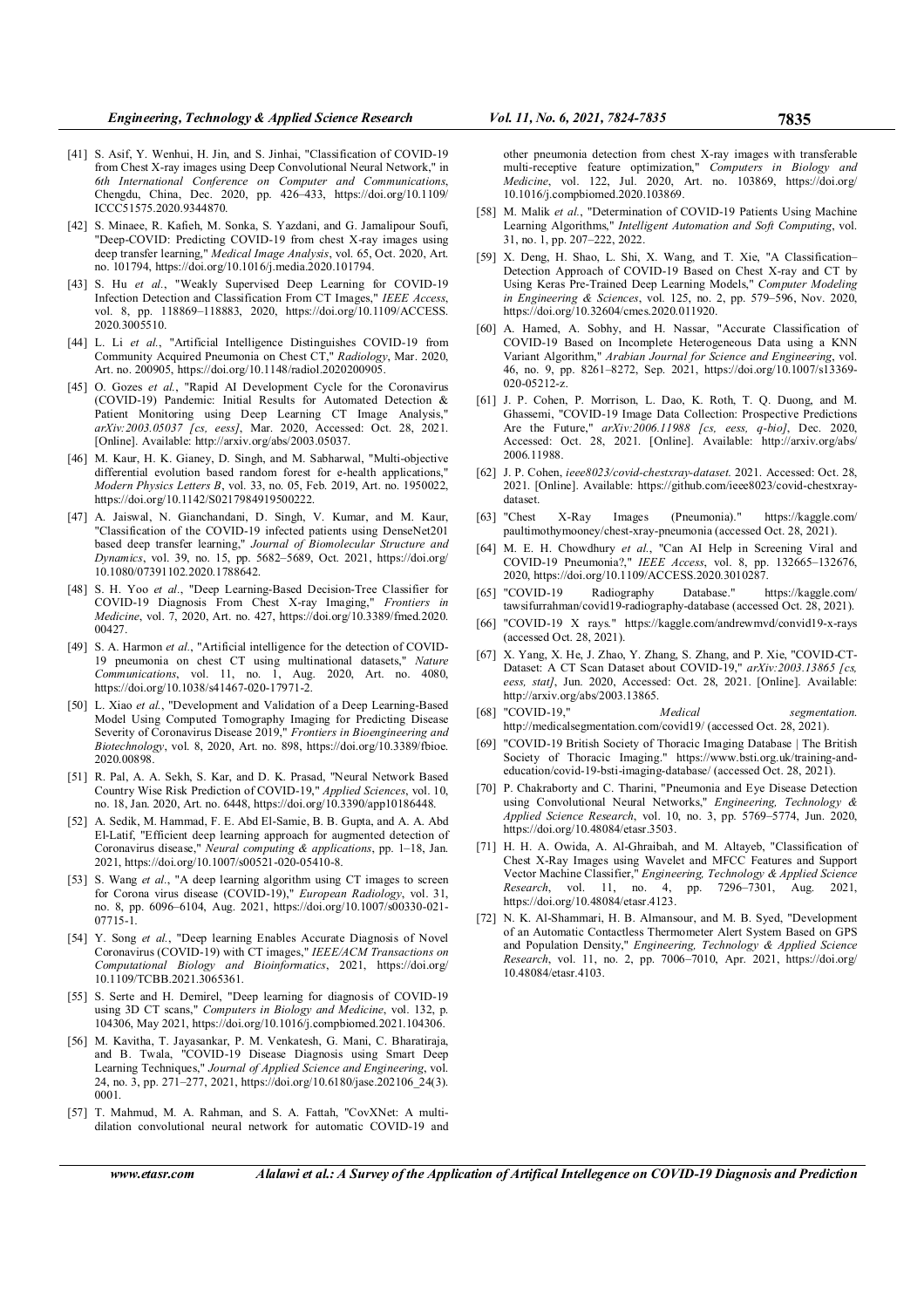[41] S. Asif, Y. Wenhui, H. Jin, and S. Jinhai, "Classification of COVID-19 from Chest X-ray images using Deep Convolutional Neural Network," in *6th International Conference on Computer and Communications*, Chengdu, China, Dec. 2020, pp. 426–433, https://doi.org/10.1109/ICCC51575.2020.9344870.

[42] S. Minaee, R. Kafieh, M. Sonka, S. Yazdani, and G. Jamalipour Soufi, "Deep-COVID: Predicting COVID-19 from chest X-ray images using deep transfer learning," *Medical Image Analysis*, vol. 65, Oct. 2020, Art. no. 101794, https://doi.org/10.1016/j.media.2020.101794.

[43] S. Hu *et al.*, "Weakly Supervised Deep Learning for COVID-19 Infection Detection and Classification From CT Images," *IEEE Access*, vol. 8, pp. 118869–118883, 2020, https://doi.org/10.1109/ACCESS.2020.3005510.

[44] L. Li *et al.*, "Artificial Intelligence Distinguishes COVID-19 from Community Acquired Pneumonia on Chest CT," *Radiology*, Mar. 2020, Art. no. 200905, https://doi.org/10.1148/radiol.2020200905.

[45] O. Gozes *et al.*, "Rapid AI Development Cycle for the Coronavirus (COVID-19) Pandemic: Initial Results for Automated Detection & Patient Monitoring using Deep Learning CT Image Analysis," *arXiv:2003.05037 [cs, eess]*, Mar. 2020, Accessed: Oct. 28, 2021. [Online]. Available: http://arxiv.org/abs/2003.05037.

[46] M. Kaur, H. K. Gianey, D. Singh, and M. Sabharwal, "Multi-objective differential evolution based random forest for e-health applications," *Modern Physics Letters B*, vol. 33, no. 05, Feb. 2019, Art. no. 1950022, https://doi.org/10.1142/S0217984919500222.

[47] A. Jaiswal, N. Gianchandani, D. Singh, V. Kumar, and M. Kaur, "Classification of the COVID-19 infected patients using DenseNet201 based deep transfer learning," *Journal of Biomolecular Structure and Dynamics*, vol. 39, no. 15, pp. 5682–5689, Oct. 2021, https://doi.org/10.1080/07391102.2020.1788642.

[48] S. H. Yoo *et al.*, "Deep Learning-Based Decision-Tree Classifier for COVID-19 Diagnosis From Chest X-ray Imaging," *Frontiers in Medicine*, vol. 7, 2020, Art. no. 427, https://doi.org/10.3389/fmed.2020.00427.

[49] S. A. Harmon *et al.*, "Artificial intelligence for the detection of COVID-19 pneumonia on chest CT using multinational datasets," *Nature Communications*, vol. 11, no. 1, Aug. 2020, Art. no. 4080, https://doi.org/10.1038/s41467-020-17971-2.

[50] L. Xiao *et al.*, "Development and Validation of a Deep Learning-Based Model Using Computed Tomography Imaging for Predicting Disease Severity of Coronavirus Disease 2019," *Frontiers in Bioengineering and Biotechnology*, vol. 8, 2020, Art. no. 898, https://doi.org/10.3389/fbioe.2020.00898.

[51] R. Pal, A. A. Sekh, S. Kar, and D. K. Prasad, "Neural Network Based Country Wise Risk Prediction of COVID-19," *Applied Sciences*, vol. 10, no. 18, Jan. 2020, Art. no. 6448, https://doi.org/10.3390/app10186448.

[52] A. Sedik, M. Hammad, F. E. Abd El-Samie, B. B. Gupta, and A. A. Abd El-Latif, "Efficient deep learning approach for augmented detection of Coronavirus disease," *Neural computing & applications*, pp. 1–18, Jan. 2021, https://doi.org/10.1007/s00521-020-05410-8.

[53] S. Wang *et al.*, "A deep learning algorithm using CT images to screen for Corona virus disease (COVID-19)," *European Radiology*, vol. 31, no. 8, pp. 6096–6104, Aug. 2021, https://doi.org/10.1007/s00330-021-07715-1.

[54] Y. Song *et al.*, "Deep learning Enables Accurate Diagnosis of Novel Coronavirus (COVID-19) with CT images," *IEEE/ACM Transactions on Computational Biology and Bioinformatics*, 2021, https://doi.org/10.1109/TCBB.2021.3065361.

[55] S. Serte and H. Demirel, "Deep learning for diagnosis of COVID-19 using 3D CT scans," *Computers in Biology and Medicine*, vol. 132, p. 104306, May 2021, https://doi.org/10.1016/j.compbiomed.2021.104306.

[56] M. Kavitha, T. Jayasankar, P. M. Venkatesh, G. Mani, C. Bharatiraja, and B. Twala, "COVID-19 Disease Diagnosis using Smart Deep Learning Techniques," *Journal of Applied Science and Engineering*, vol. 24, no. 3, pp. 271–277, 2021, https://doi.org/10.6180/jase.202106_24(3).0001.

[57] T. Mahmud, M. A. Rahman, and S. A. Fattah, "CovXNet: A multi-dilation convolutional neural network for automatic COVID-19 and other pneumonia detection from chest X-ray images with transferable multi-receptive feature optimization," *Computers in Biology and Medicine*, vol. 122, Jul. 2020, Art. no. 103869, https://doi.org/10.1016/j.compbiomed.2020.103869.

[58] M. Malik *et al.*, "Determination of COVID-19 Patients Using Machine Learning Algorithms," *Intelligent Automation and Soft Computing*, vol. 31, no. 1, pp. 207–222, 2022.

[59] X. Deng, H. Shao, L. Shi, X. Wang, and T. Xie, "A Classification–Detection Approach of COVID-19 Based on Chest X-ray and CT by Using Keras Pre-Trained Deep Learning Models," *Computer Modeling in Engineering & Sciences*, vol. 125, no. 2, pp. 579–596, Nov. 2020, https://doi.org/10.32604/cmes.2020.011920.

[60] A. Hamed, A. Sobhy, and H. Nassar, "Accurate Classification of COVID-19 Based on Incomplete Heterogeneous Data using a KNN Variant Algorithm," *Arabian Journal for Science and Engineering*, vol. 46, no. 9, pp. 8261–8272, Sep. 2021, https://doi.org/10.1007/s13369-020-05212-z.

[61] J. P. Cohen, P. Morrison, L. Dao, K. Roth, T. Q. Duong, and M. Ghassemi, "COVID-19 Image Data Collection: Prospective Predictions Are the Future," *arXiv:2006.11988 [cs, eess, q-bio]*, Dec. 2020, Accessed: Oct. 28, 2021. [Online]. Available: http://arxiv.org/abs/2006.11988.

[62] J. P. Cohen, *ieee8023/covid-chestxray-dataset*. 2021. Accessed: Oct. 28, 2021. [Online]. Available: https://github.com/ieee8023/covid-chestxray-dataset.

[63] "Chest X-Ray Images (Pneumonia)." https://kaggle.com/paultimothymooney/chest-xray-pneumonia (accessed Oct. 28, 2021).

[64] M. E. H. Chowdhury *et al.*, "Can AI Help in Screening Viral and COVID-19 Pneumonia?," *IEEE Access*, vol. 8, pp. 132665–132676, 2020, https://doi.org/10.1109/ACCESS.2020.3010287.

[65] "COVID-19 Radiography Database." https://kaggle.com/tawsifurrahman/covid19-radiography-database (accessed Oct. 28, 2021).

[66] "COVID-19 X rays." https://kaggle.com/andrewmvd/convid19-x-rays (accessed Oct. 28, 2021).

[67] X. Yang, X. He, J. Zhao, Y. Zhang, S. Zhang, and P. Xie, "COVID-CT-Dataset: A CT Scan Dataset about COVID-19," *arXiv:2003.13865 [cs, eess, stat]*, Jun. 2020, Accessed: Oct. 28, 2021. [Online]. Available: http://arxiv.org/abs/2003.13865.

[68] "COVID-19," *Medical segmentation*. http://medicalsegmentation.com/covid19/ (accessed Oct. 28, 2021).

[69] "COVID-19 British Society of Thoracic Imaging Database | The British Society of Thoracic Imaging." https://www.bsti.org.uk/training-and-education/covid-19-bsti-imaging-database/ (accessed Oct. 28, 2021).

[70] P. Chakraborty and C. Tharini, "Pneumonia and Eye Disease Detection using Convolutional Neural Networks," *Engineering, Technology & Applied Science Research*, vol. 10, no. 3, pp. 5769–5774, Jun. 2020, https://doi.org/10.48084/etasr.3503.

[71] H. H. A. Owida, A. Al-Ghraibah, and M. Altayeb, "Classification of Chest X-Ray Images using Wavelet and MFCC Features and Support Vector Machine Classifier," *Engineering, Technology & Applied Science Research*, vol. 11, no. 4, pp. 7296–7301, Aug. 2021, https://doi.org/10.48084/etasr.4123.

[72] N. K. Al-Shammari, H. B. Almansour, and M. B. Syed, "Development of an Automatic Contactless Thermometer Alert System Based on GPS and Population Density," *Engineering, Technology & Applied Science Research*, vol. 11, no. 2, pp. 7006–7010, Apr. 2021, https://doi.org/10.48084/etasr.4103.